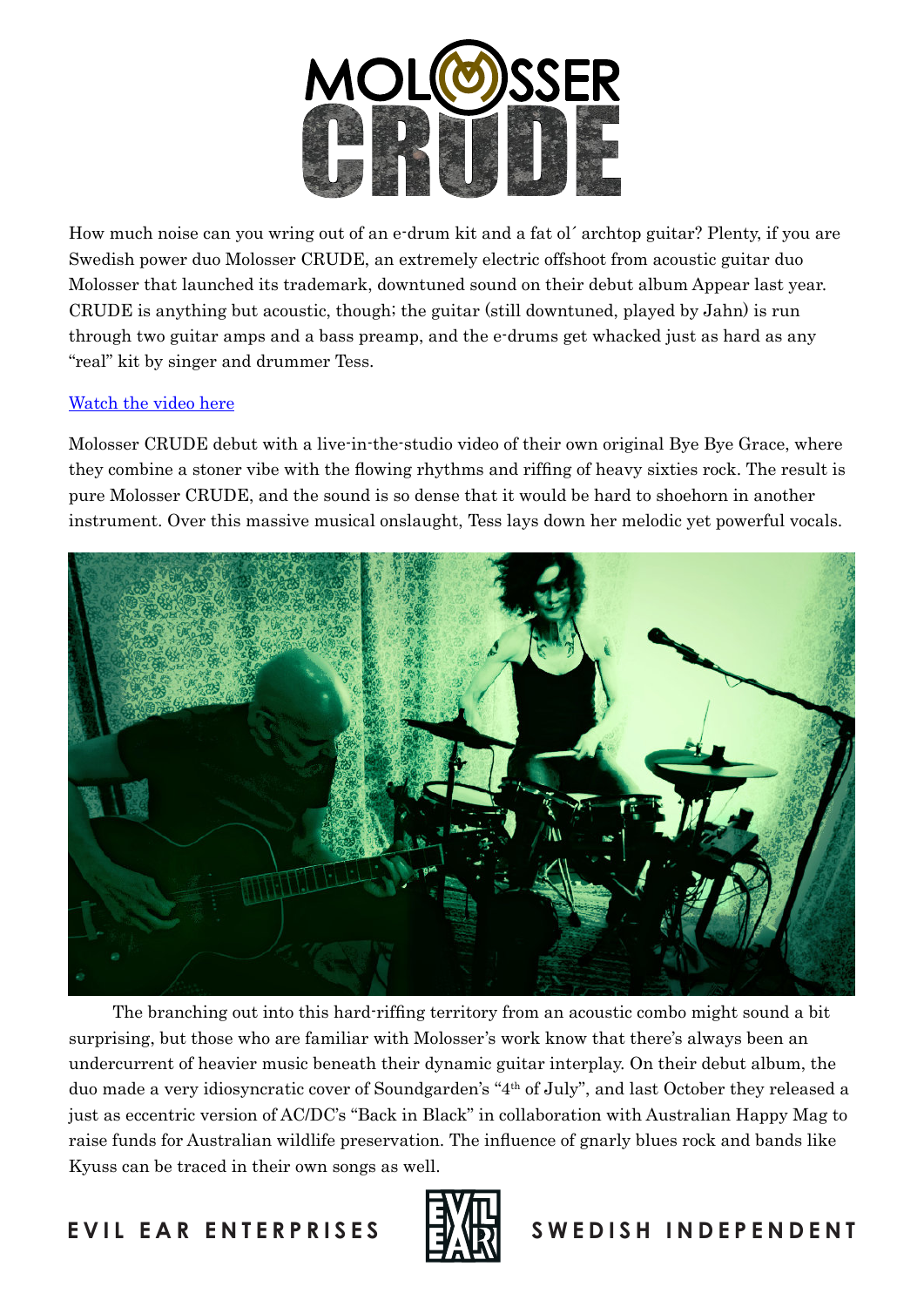# MOLOSSER CRUDE

How much noise can you wring out of an e-drum kit and a fat ol´ archtop guitar? Plenty, if you are Swedish power duo Molosser CRUDE, an extremely electric offshoot from acoustic guitar duo Molosser that launched its trademark, downtuned sound on their debut album Appear last year. CRUDE is anything but acoustic, though; the guitar (still downtuned, played by Jahn) is run through two guitar amps and a bass preamp, and the e-drums get whacked just as hard as any "real" kit by singer and drummer Tess.

Watch the video here

Molosser CRUDE debut with a live-in-the-studio video of their own original Bye Bye Grace, where they combine a stoner vibe with the flowing rhythms and riffing of heavy sixties rock. The result is pure Molosser CRUDE, and the sound is so dense that it would be hard to shoehorn in another instrument. Over this massive musical onslaught, Tess lays down her melodic yet powerful vocals.

The branching out into this hard-riffing territory from an acoustic combo might sound a bit surprising, but those who are familiar with Molosser's work know that there's always been an undercurrent of heavier music beneath their dynamic guitar interplay. On their debut album, the duo made a very idiosyncratic cover of Soundgarden's "4th of July", and last October they released a just as eccentric version of AC/DC's "Back in Black" in collaboration with Australian Happy Mag to raise funds for Australian wildlife preservation. The influence of gnarly blues rock and bands like Kyuss can be traced in their own songs as well.

EVIL EAR ENTERPRISES — SWEDISH INDEPENDENT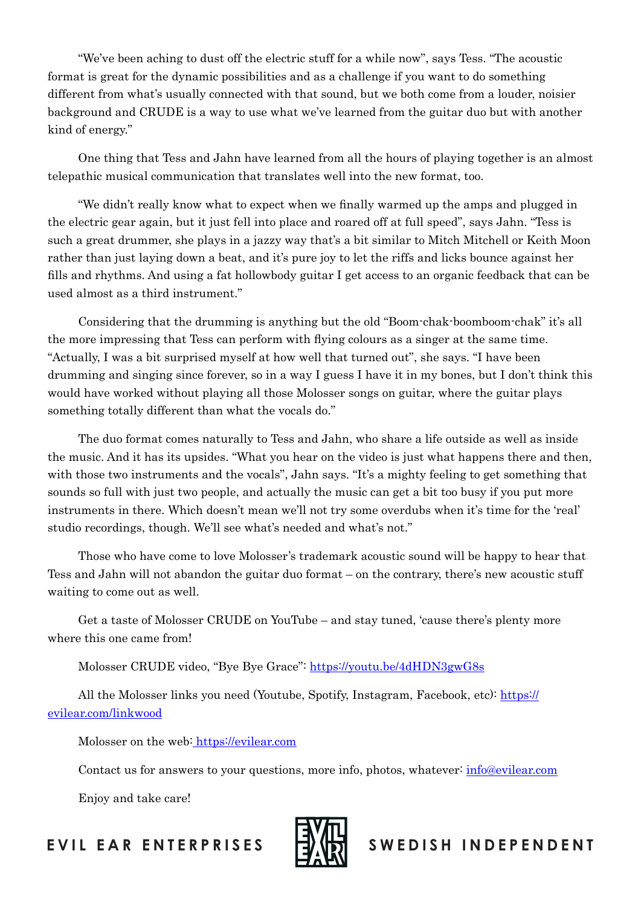"We've been aching to dust off the electric stuff for a while now", says Tess. "The acoustic format is great for the dynamic possibilities and as a challenge if you want to do something different from what's usually connected with that sound, but we both come from a louder, noisier background and CRUDE is a way to use what we've learned from the guitar duo but with another kind of energy."

One thing that Tess and Jahn have learned from all the hours of playing together is an almost telepathic musical communication that translates well into the new format, too.

"We didn't really know what to expect when we finally warmed up the amps and plugged in the electric gear again, but it just fell into place and roared off at full speed", says Jahn. "Tess is such a great drummer, she plays in a jazzy way that's a bit similar to Mitch Mitchell or Keith Moon rather than just laying down a beat, and it's pure joy to let the riffs and licks bounce against her fills and rhythms. And using a fat hollowbody guitar I get access to an organic feedback that can be used almost as a third instrument."

Considering that the drumming is anything but the old "Boom-chak-boomboom-chak" it's all the more impressing that Tess can perform with flying colours as a singer at the same time. "Actually, I was a bit surprised myself at how well that turned out", she says. "I have been drumming and singing since forever, so in a way I guess I have it in my bones, but I don't think this would have worked without playing all those Molosser songs on guitar, where the guitar plays something totally different than what the vocals do."

The duo format comes naturally to Tess and Jahn, who share a life outside as well as inside the music. And it has its upsides. "What you hear on the video is just what happens there and then, with those two instruments and the vocals", Jahn says. "It's a mighty feeling to get something that sounds so full with just two people, and actually the music can get a bit too busy if you put more instruments in there. Which doesn't mean we'll not try some overdubs when it's time for the 'real' studio recordings, though. We'll see what's needed and what's not."

Those who have come to love Molosser's trademark acoustic sound will be happy to hear that Tess and Jahn will not abandon the guitar duo format – on the contrary, there's new acoustic stuff waiting to come out as well.

Get a taste of Molosser CRUDE on YouTube – and stay tuned, 'cause there's plenty more where this one came from!

Molosser CRUDE video, "Bye Bye Grace": https://youtu.be/4dHDN3gwG8s

All the Molosser links you need (Youtube, Spotify, Instagram, Facebook, etc): https://evilear.com/linkwood

Molosser on the web: https://evilear.com

Contact us for answers to your questions, more info, photos, whatever: info@evilear.com

Enjoy and take care!

EVIL EAR ENTERPRISES SWEDISH INDEPENDENT